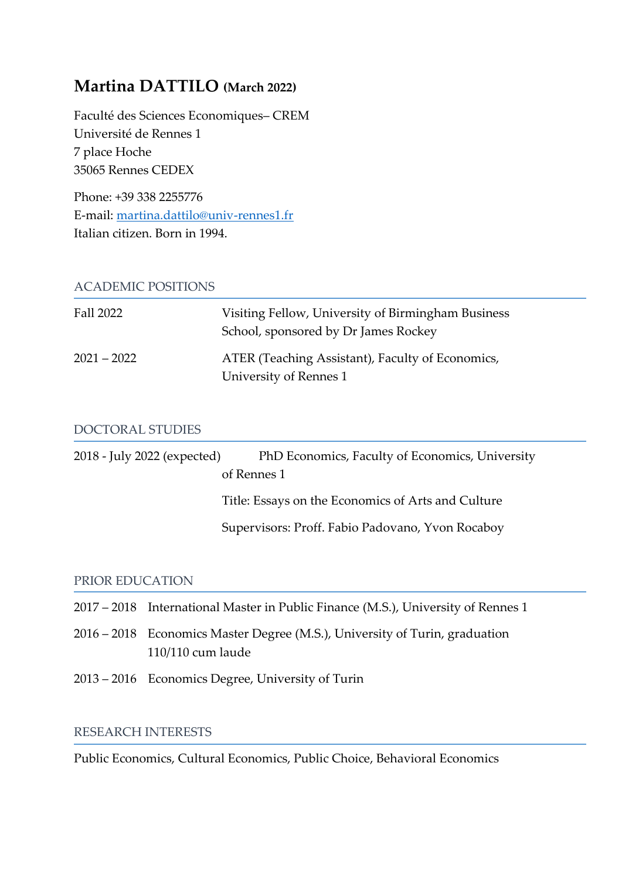# Martina DATTILO **(March 2022)**

Faculté des Sciences Economiques– CREM
Université de Rennes 1
7 place Hoche
35065 Rennes CEDEX

Phone: +39 338 2255776
E-mail: martina.dattilo@univ-rennes1.fr
Italian citizen. Born in 1994.

## ACADEMIC POSITIONS

| | |
|---|---|
| Fall 2022 | Visiting Fellow, University of Birmingham Business School, sponsored by Dr James Rockey |
| 2021 – 2022 | ATER (Teaching Assistant), Faculty of Economics, University of Rennes 1 |

## DOCTORAL STUDIES

| | |
|---|---|
| 2018 - July 2022 (expected) | PhD Economics, Faculty of Economics, University of Rennes 1 |
| | Title: Essays on the Economics of Arts and Culture |
| | Supervisors: Proff. Fabio Padovano, Yvon Rocaboy |

## PRIOR EDUCATION

| | |
|---|---|
| 2017 – 2018 | International Master in Public Finance (M.S.), University of Rennes 1 |
| 2016 – 2018 | Economics Master Degree (M.S.), University of Turin, graduation 110/110 cum laude |
| 2013 – 2016 | Economics Degree, University of Turin |

## RESEARCH INTERESTS

Public Economics, Cultural Economics, Public Choice, Behavioral Economics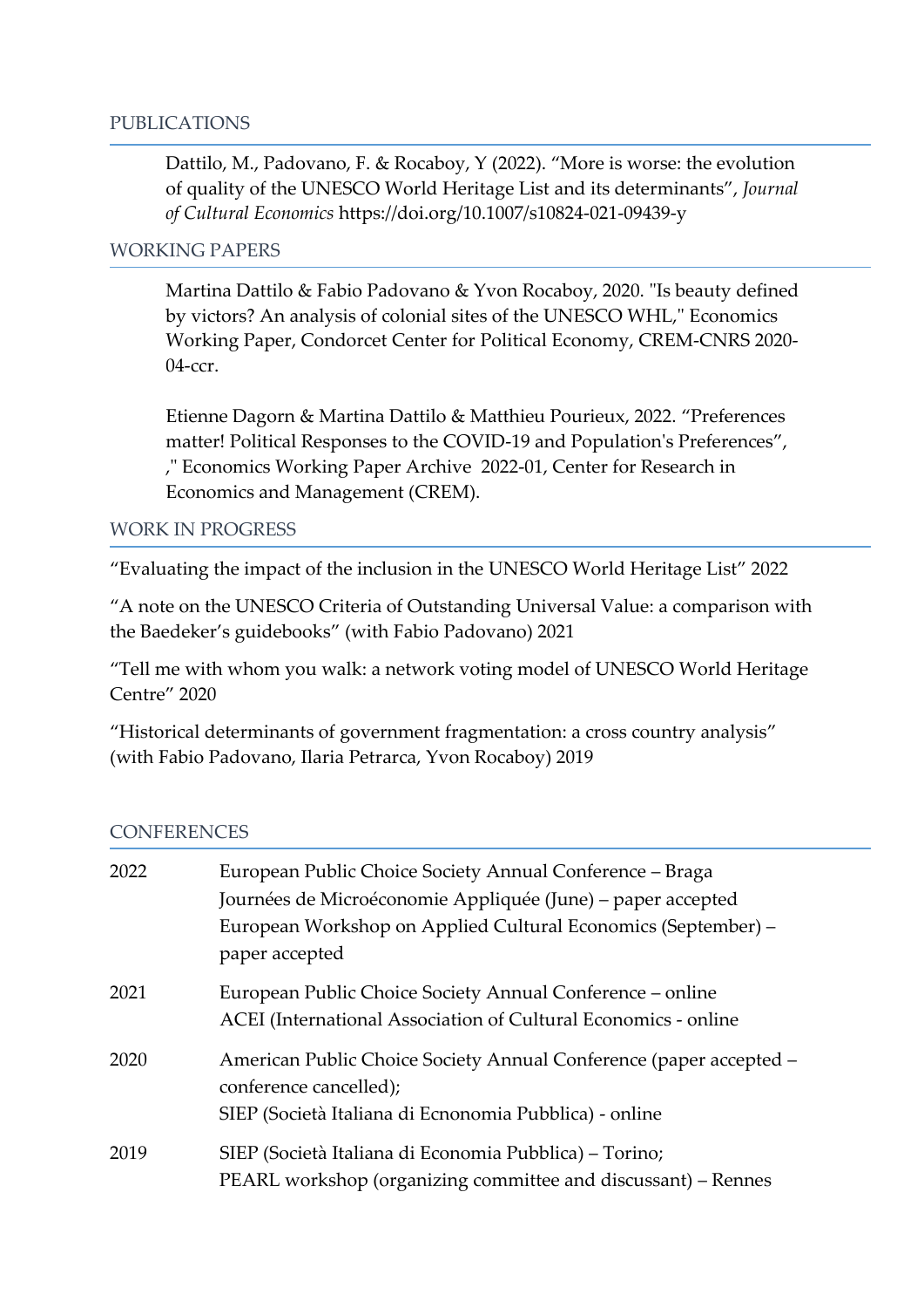## PUBLICATIONS

Dattilo, M., Padovano, F. & Rocaboy, Y (2022). "More is worse: the evolution of quality of the UNESCO World Heritage List and its determinants", *Journal of Cultural Economics* https://doi.org/10.1007/s10824-021-09439-y

## WORKING PAPERS

Martina Dattilo & Fabio Padovano & Yvon Rocaboy, 2020. "Is beauty defined by victors? An analysis of colonial sites of the UNESCO WHL," Economics Working Paper, Condorcet Center for Political Economy, CREM-CNRS 2020-04-ccr.

Etienne Dagorn & Martina Dattilo & Matthieu Pourieux, 2022. "Preferences matter! Political Responses to the COVID-19 and Population's Preferences", ," Economics Working Paper Archive 2022-01, Center for Research in Economics and Management (CREM).

## WORK IN PROGRESS

"Evaluating the impact of the inclusion in the UNESCO World Heritage List" 2022

"A note on the UNESCO Criteria of Outstanding Universal Value: a comparison with the Baedeker's guidebooks" (with Fabio Padovano) 2021

"Tell me with whom you walk: a network voting model of UNESCO World Heritage Centre" 2020

"Historical determinants of government fragmentation: a cross country analysis" (with Fabio Padovano, Ilaria Petrarca, Yvon Rocaboy) 2019

## CONFERENCES

| | |
|---|---|
| 2022 | European Public Choice Society Annual Conference – Braga<br>Journées de Microéconomie Appliquée (June) – paper accepted<br>European Workshop on Applied Cultural Economics (September) – paper accepted |
| 2021 | European Public Choice Society Annual Conference – online<br>ACEI (International Association of Cultural Economics - online |
| 2020 | American Public Choice Society Annual Conference (paper accepted – conference cancelled);<br>SIEP (Società Italiana di Ecnonomia Pubblica) - online |
| 2019 | SIEP (Società Italiana di Economia Pubblica) – Torino;<br>PEARL workshop (organizing committee and discussant) – Rennes |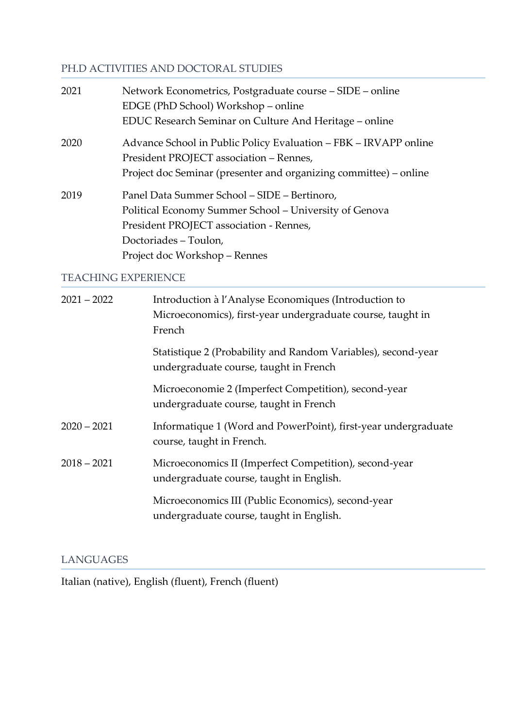## PH.D ACTIVITIES AND DOCTORAL STUDIES

| | |
|---|---|
| 2021 | Network Econometrics, Postgraduate course – SIDE – online<br>EDGE (PhD School) Workshop – online<br>EDUC Research Seminar on Culture And Heritage – online |
| 2020 | Advance School in Public Policy Evaluation – FBK – IRVAPP online<br>President PROJECT association – Rennes,<br>Project doc Seminar (presenter and organizing committee) – online |
| 2019 | Panel Data Summer School – SIDE – Bertinoro,<br>Political Economy Summer School – University of Genova<br>President PROJECT association - Rennes,<br>Doctoriades – Toulon,<br>Project doc Workshop – Rennes |

## TEACHING EXPERIENCE

| | |
|---|---|
| 2021 – 2022 | Introduction à l'Analyse Economiques (Introduction to Microeconomics), first-year undergraduate course, taught in French |
| | Statistique 2 (Probability and Random Variables), second-year undergraduate course, taught in French |
| | Microeconomie 2 (Imperfect Competition), second-year undergraduate course, taught in French |
| 2020 – 2021 | Informatique 1 (Word and PowerPoint), first-year undergraduate course, taught in French. |
| 2018 – 2021 | Microeconomics II (Imperfect Competition), second-year undergraduate course, taught in English. |
| | Microeconomics III (Public Economics), second-year undergraduate course, taught in English. |

## LANGUAGES

Italian (native), English (fluent), French (fluent)